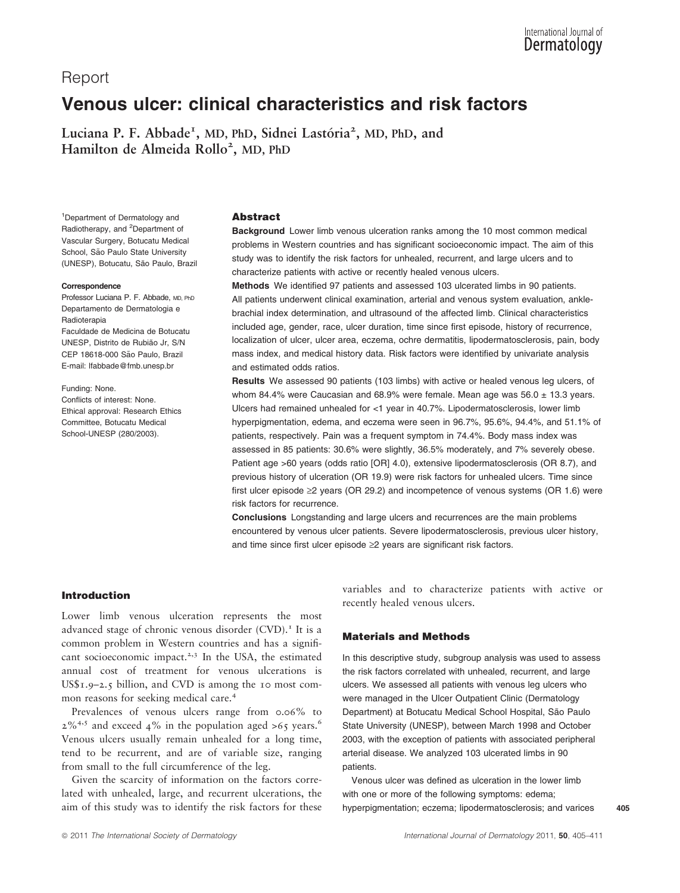Report

# Venous ulcer: clinical characteristics and risk factors

**Luciana P. F. Abbade[1], MD, PhD, Sidnei Lastória[2], MD, PhD, and Hamilton de Almeida Rollo[2], MD, PhD**

[1]Department of Dermatology and Radiotherapy, and [2]Department of Vascular Surgery, Botucatu Medical School, São Paulo State University (UNESP), Botucatu, São Paulo, Brazil

**Correspondence**
Professor Luciana P. F. Abbade, MD, PhD
Departamento de Dermatologia e Radioterapia
Faculdade de Medicina de Botucatu
UNESP, Distrito de Rubião Jr, S/N
CEP 18618-000 São Paulo, Brazil
E-mail: lfabbade@fmb.unesp.br

Funding: None.
Conflicts of interest: None.
Ethical approval: Research Ethics Committee, Botucatu Medical School-UNESP (280/2003).

## Abstract

**Background** Lower limb venous ulceration ranks among the 10 most common medical problems in Western countries and has significant socioeconomic impact. The aim of this study was to identify the risk factors for unhealed, recurrent, and large ulcers and to characterize patients with active or recently healed venous ulcers.

**Methods** We identified 97 patients and assessed 103 ulcerated limbs in 90 patients. All patients underwent clinical examination, arterial and venous system evaluation, ankle-brachial index determination, and ultrasound of the affected limb. Clinical characteristics included age, gender, race, ulcer duration, time since first episode, history of recurrence, localization of ulcer, ulcer area, eczema, ochre dermatitis, lipodermatosclerosis, pain, body mass index, and medical history data. Risk factors were identified by univariate analysis and estimated odds ratios.

**Results** We assessed 90 patients (103 limbs) with active or healed venous leg ulcers, of whom 84.4% were Caucasian and 68.9% were female. Mean age was 56.0 ± 13.3 years. Ulcers had remained unhealed for <1 year in 40.7%. Lipodermatosclerosis, lower limb hyperpigmentation, edema, and eczema were seen in 96.7%, 95.6%, 94.4%, and 51.1% of patients, respectively. Pain was a frequent symptom in 74.4%. Body mass index was assessed in 85 patients: 30.6% were slightly, 36.5% moderately, and 7% severely obese. Patient age >60 years (odds ratio [OR] 4.0), extensive lipodermatosclerosis (OR 8.7), and previous history of ulceration (OR 19.9) were risk factors for unhealed ulcers. Time since first ulcer episode ≥2 years (OR 29.2) and incompetence of venous systems (OR 1.6) were risk factors for recurrence.

**Conclusions** Longstanding and large ulcers and recurrences are the main problems encountered by venous ulcer patients. Severe lipodermatosclerosis, previous ulcer history, and time since first ulcer episode ≥2 years are significant risk factors.

## Introduction

Lower limb venous ulceration represents the most advanced stage of chronic venous disorder (CVD).[1] It is a common problem in Western countries and has a significant socioeconomic impact.[2,3] In the USA, the estimated annual cost of treatment for venous ulcerations is US$1.9–2.5 billion, and CVD is among the 10 most common reasons for seeking medical care.[4]

Prevalences of venous ulcers range from 0.06% to 2%[4,5] and exceed 4% in the population aged >65 years.[6] Venous ulcers usually remain unhealed for a long time, tend to be recurrent, and are of variable size, ranging from small to the full circumference of the leg.

Given the scarcity of information on the factors correlated with unhealed, large, and recurrent ulcerations, the aim of this study was to identify the risk factors for these variables and to characterize patients with active or recently healed venous ulcers.

## Materials and Methods

In this descriptive study, subgroup analysis was used to assess the risk factors correlated with unhealed, recurrent, and large ulcers. We assessed all patients with venous leg ulcers who were managed in the Ulcer Outpatient Clinic (Dermatology Department) at Botucatu Medical School Hospital, São Paulo State University (UNESP), between March 1998 and October 2003, with the exception of patients with associated peripheral arterial disease. We analyzed 103 ulcerated limbs in 90 patients.

Venous ulcer was defined as ulceration in the lower limb with one or more of the following symptoms: edema; hyperpigmentation; eczema; lipodermatosclerosis; and varices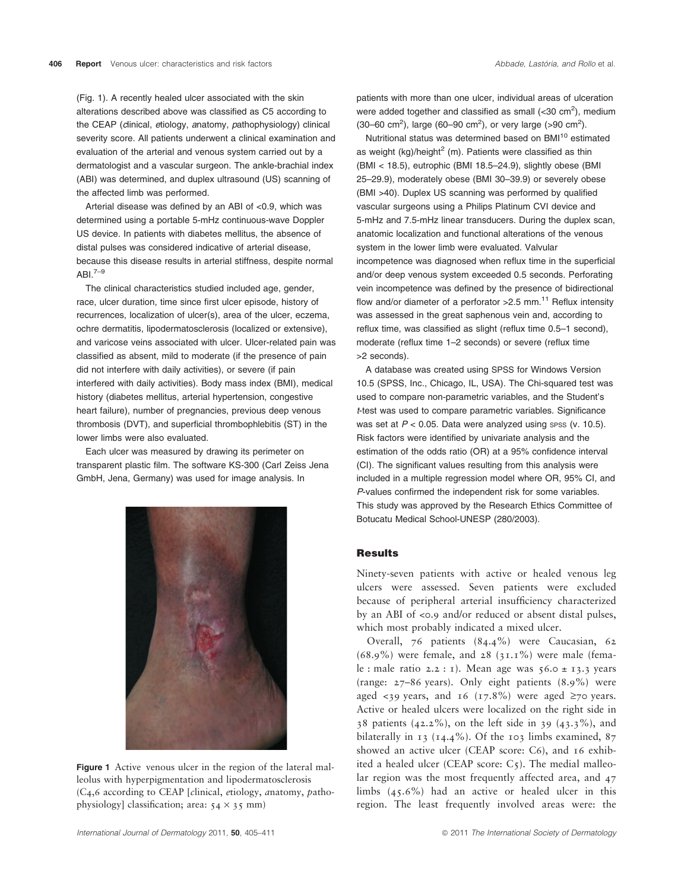(Fig. 1). A recently healed ulcer associated with the skin alterations described above was classified as C5 according to the CEAP (*c*linical, *e*tiology, *a*natomy, *p*athophysiology) clinical severity score. All patients underwent a clinical examination and evaluation of the arterial and venous system carried out by a dermatologist and a vascular surgeon. The ankle-brachial index (ABI) was determined, and duplex ultrasound (US) scanning of the affected limb was performed.

Arterial disease was defined by an ABI of <0.9, which was determined using a portable 5-mHz continuous-wave Doppler US device. In patients with diabetes mellitus, the absence of distal pulses was considered indicative of arterial disease, because this disease results in arterial stiffness, despite normal ABI.[7–9]

The clinical characteristics studied included age, gender, race, ulcer duration, time since first ulcer episode, history of recurrences, localization of ulcer(s), area of the ulcer, eczema, ochre dermatitis, lipodermatosclerosis (localized or extensive), and varicose veins associated with ulcer. Ulcer-related pain was classified as absent, mild to moderate (if the presence of pain did not interfere with daily activities), or severe (if pain interfered with daily activities). Body mass index (BMI), medical history (diabetes mellitus, arterial hypertension, congestive heart failure), number of pregnancies, previous deep venous thrombosis (DVT), and superficial thrombophlebitis (ST) in the lower limbs were also evaluated.

Each ulcer was measured by drawing its perimeter on transparent plastic film. The software KS-300 (Carl Zeiss Jena GmbH, Jena, Germany) was used for image analysis. In patients with more than one ulcer, individual areas of ulceration were added together and classified as small (<30 cm$^2$), medium (30–60 cm$^2$), large (60–90 cm$^2$), or very large (>90 cm$^2$).

Nutritional status was determined based on BMI[10] estimated as weight (kg)/height$^2$ (m). Patients were classified as thin (BMI < 18.5), eutrophic (BMI 18.5–24.9), slightly obese (BMI 25–29.9), moderately obese (BMI 30–39.9) or severely obese (BMI >40). Duplex US scanning was performed by qualified vascular surgeons using a Philips Platinum CVI device and 5-mHz and 7.5-mHz linear transducers. During the duplex scan, anatomic localization and functional alterations of the venous system in the lower limb were evaluated. Valvular incompetence was diagnosed when reflux time in the superficial and/or deep venous system exceeded 0.5 seconds. Perforating vein incompetence was defined by the presence of bidirectional flow and/or diameter of a perforator >2.5 mm.[11] Reflux intensity was assessed in the great saphenous vein and, according to reflux time, was classified as slight (reflux time 0.5–1 second), moderate (reflux time 1–2 seconds) or severe (reflux time >2 seconds).

A database was created using SPSS for Windows Version 10.5 (SPSS, Inc., Chicago, IL, USA). The Chi-squared test was used to compare non-parametric variables, and the Student's *t*-test was used to compare parametric variables. Significance was set at $P < 0.05$. Data were analyzed using SPSS (v. 10.5). Risk factors were identified by univariate analysis and the estimation of the odds ratio (OR) at a 95% confidence interval (CI). The significant values resulting from this analysis were included in a multiple regression model where OR, 95% CI, and *P*-values confirmed the independent risk for some variables. This study was approved by the Research Ethics Committee of Botucatu Medical School-UNESP (280/2003).

Figure 1 Active venous ulcer in the region of the lateral malleolus with hyperpigmentation and lipodermatosclerosis (C4,6 according to CEAP [*c*linical, *e*tiology, *a*natomy, *p*athophysiology] classification; area: 54 × 35 mm)

## Results

Ninety-seven patients with active or healed venous leg ulcers were assessed. Seven patients were excluded because of peripheral arterial insufficiency characterized by an ABI of <0.9 and/or reduced or absent distal pulses, which most probably indicated a mixed ulcer.

Overall, 76 patients (84.4%) were Caucasian, 62 (68.9%) were female, and 28 (31.1%) were male (female : male ratio 2.2 : 1). Mean age was 56.0 ± 13.3 years (range: 27–86 years). Only eight patients (8.9%) were aged <39 years, and 16 (17.8%) were aged ≥70 years. Active or healed ulcers were localized on the right side in 38 patients (42.2%), on the left side in 39 (43.3%), and bilaterally in 13 (14.4%). Of the 103 limbs examined, 87 showed an active ulcer (CEAP score: C6), and 16 exhibited a healed ulcer (CEAP score: C5). The medial malleolar region was the most frequently affected area, and 47 limbs (45.6%) had an active or healed ulcer in this region. The least frequently involved areas were: the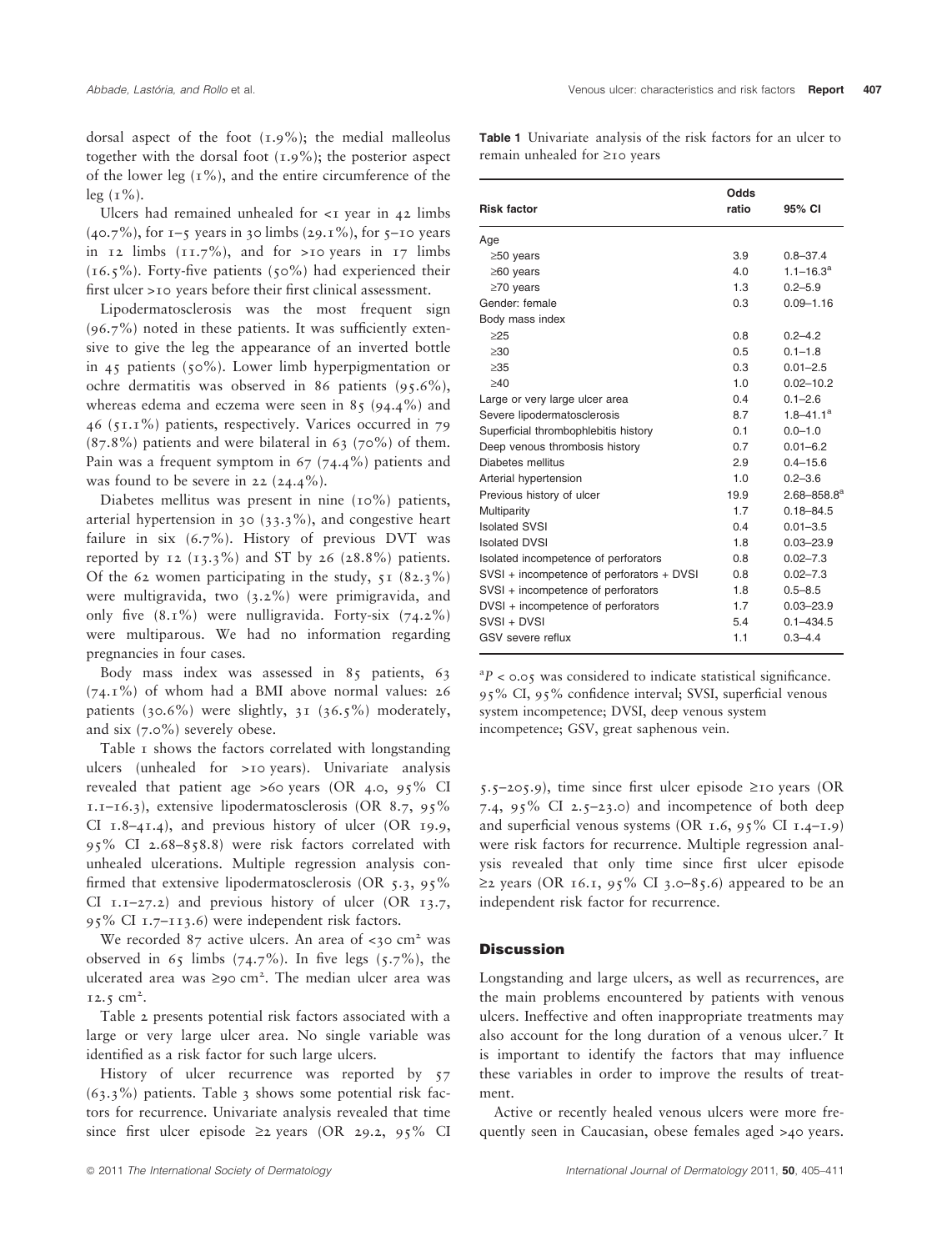dorsal aspect of the foot (1.9%); the medial malleolus together with the dorsal foot (1.9%); the posterior aspect of the lower leg (1%), and the entire circumference of the leg (1%).

Ulcers had remained unhealed for <1 year in 42 limbs (40.7%), for 1–5 years in 30 limbs (29.1%), for 5–10 years in 12 limbs (11.7%), and for >10 years in 17 limbs (16.5%). Forty-five patients (50%) had experienced their first ulcer >10 years before their first clinical assessment.

Lipodermatosclerosis was the most frequent sign (96.7%) noted in these patients. It was sufficiently extensive to give the leg the appearance of an inverted bottle in 45 patients (50%). Lower limb hyperpigmentation or ochre dermatitis was observed in 86 patients (95.6%), whereas edema and eczema were seen in 85 (94.4%) and 46 (51.1%) patients, respectively. Varices occurred in 79 (87.8%) patients and were bilateral in 63 (70%) of them. Pain was a frequent symptom in 67 (74.4%) patients and was found to be severe in 22 (24.4%).

Diabetes mellitus was present in nine (10%) patients, arterial hypertension in 30 (33.3%), and congestive heart failure in six (6.7%). History of previous DVT was reported by 12 (13.3%) and ST by 26 (28.8%) patients. Of the 62 women participating in the study, 51 (82.3%) were multigravida, two (3.2%) were primigravida, and only five (8.1%) were nulligravida. Forty-six (74.2%) were multiparous. We had no information regarding pregnancies in four cases.

Body mass index was assessed in 85 patients, 63 (74.1%) of whom had a BMI above normal values: 26 patients (30.6%) were slightly, 31 (36.5%) moderately, and six (7.0%) severely obese.

Table 1 shows the factors correlated with longstanding ulcers (unhealed for >10 years). Univariate analysis revealed that patient age >60 years (OR 4.0, 95% CI 1.1–16.3), extensive lipodermatosclerosis (OR 8.7, 95% CI 1.8–41.4), and previous history of ulcer (OR 19.9, 95% CI 2.68–858.8) were risk factors correlated with unhealed ulcerations. Multiple regression analysis confirmed that extensive lipodermatosclerosis (OR 5.3, 95% CI 1.1–27.2) and previous history of ulcer (OR 13.7, 95% CI 1.7–113.6) were independent risk factors.

We recorded 87 active ulcers. An area of <30 cm² was observed in 65 limbs (74.7%). In five legs (5.7%), the ulcerated area was ≥90 cm². The median ulcer area was 12.5 cm².

Table 2 presents potential risk factors associated with a large or very large ulcer area. No single variable was identified as a risk factor for such large ulcers.

History of ulcer recurrence was reported by 57 (63.3%) patients. Table 3 shows some potential risk factors for recurrence. Univariate analysis revealed that time since first ulcer episode ≥2 years (OR 29.2, 95% CI 5.5–205.9), time since first ulcer episode ≥10 years (OR 7.4, 95% CI 2.5–23.0) and incompetence of both deep and superficial venous systems (OR 1.6, 95% CI 1.4–1.9) were risk factors for recurrence. Multiple regression analysis revealed that only time since first ulcer episode ≥2 years (OR 16.1, 95% CI 3.0–85.6) appeared to be an independent risk factor for recurrence.

**Table 1** Univariate analysis of the risk factors for an ulcer to remain unhealed for ≥10 years

| Risk factor | Odds ratio | 95% CI |
|---|---|---|
| Age | | |
| ≥50 years | 3.9 | 0.8–37.4 |
| ≥60 years | 4.0 | 1.1–16.3[a] |
| ≥70 years | 1.3 | 0.2–5.9 |
| Gender: female | 0.3 | 0.09–1.16 |
| Body mass index | | |
| ≥25 | 0.8 | 0.2–4.2 |
| ≥30 | 0.5 | 0.1–1.8 |
| ≥35 | 0.3 | 0.01–2.5 |
| ≥40 | 1.0 | 0.02–10.2 |
| Large or very large ulcer area | 0.4 | 0.1–2.6 |
| Severe lipodermatosclerosis | 8.7 | 1.8–41.1[a] |
| Superficial thrombophlebitis history | 0.1 | 0.0–1.0 |
| Deep venous thrombosis history | 0.7 | 0.01–6.2 |
| Diabetes mellitus | 2.9 | 0.4–15.6 |
| Arterial hypertension | 1.0 | 0.2–3.6 |
| Previous history of ulcer | 19.9 | 2.68–858.8[a] |
| Multiparity | 1.7 | 0.18–84.5 |
| Isolated SVSI | 0.4 | 0.01–3.5 |
| Isolated DVSI | 1.8 | 0.03–23.9 |
| Isolated incompetence of perforators | 0.8 | 0.02–7.3 |
| SVSI + incompetence of perforators + DVSI | 0.8 | 0.02–7.3 |
| SVSI + incompetence of perforators | 1.8 | 0.5–8.5 |
| DVSI + incompetence of perforators | 1.7 | 0.03–23.9 |
| SVSI + DVSI | 5.4 | 0.1–434.5 |
| GSV severe reflux | 1.1 | 0.3–4.4 |

[a]$P < 0.05$ was considered to indicate statistical significance. 95% CI, 95% confidence interval; SVSI, superficial venous system incompetence; DVSI, deep venous system incompetence; GSV, great saphenous vein.

## Discussion

Longstanding and large ulcers, as well as recurrences, are the main problems encountered by patients with venous ulcers. Ineffective and often inappropriate treatments may also account for the long duration of a venous ulcer.[7] It is important to identify the factors that may influence these variables in order to improve the results of treatment.

Active or recently healed venous ulcers were more frequently seen in Caucasian, obese females aged >40 years.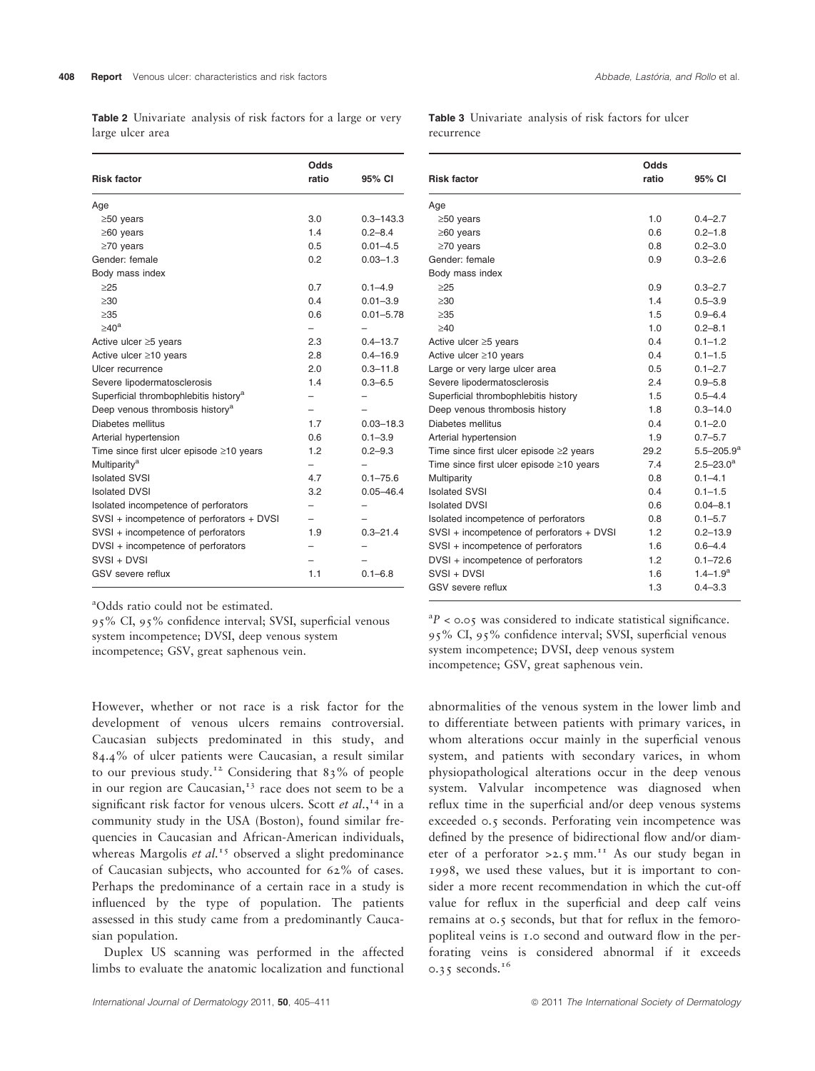**Table 2** Univariate analysis of risk factors for a large or very large ulcer area

| Risk factor | Odds ratio | 95% CI |
|---|---|---|
| Age | | |
| ≥50 years | 3.0 | 0.3–143.3 |
| ≥60 years | 1.4 | 0.2–8.4 |
| ≥70 years | 0.5 | 0.01–4.5 |
| Gender: female | 0.2 | 0.03–1.3 |
| Body mass index | | |
| ≥25 | 0.7 | 0.1–4.9 |
| ≥30 | 0.4 | 0.01–3.9 |
| ≥35 | 0.6 | 0.01–5.78 |
| ≥40[a] | – | – |
| Active ulcer ≥5 years | 2.3 | 0.4–13.7 |
| Active ulcer ≥10 years | 2.8 | 0.4–16.9 |
| Ulcer recurrence | 2.0 | 0.3–11.8 |
| Severe lipodermatosclerosis | 1.4 | 0.3–6.5 |
| Superficial thrombophlebitis history[a] | – | – |
| Deep venous thrombosis history[a] | – | – |
| Diabetes mellitus | 1.7 | 0.03–18.3 |
| Arterial hypertension | 0.6 | 0.1–3.9 |
| Time since first ulcer episode ≥10 years | 1.2 | 0.2–9.3 |
| Multiparity[a] | – | – |
| Isolated SVSI | 4.7 | 0.1–75.6 |
| Isolated DVSI | 3.2 | 0.05–46.4 |
| Isolated incompetence of perforators | – | – |
| SVSI + incompetence of perforators + DVSI | – | – |
| SVSI + incompetence of perforators | 1.9 | 0.3–21.4 |
| DVSI + incompetence of perforators | – | – |
| SVSI + DVSI | – | – |
| GSV severe reflux | 1.1 | 0.1–6.8 |

[a]Odds ratio could not be estimated.
95% CI, 95% confidence interval; SVSI, superficial venous system incompetence; DVSI, deep venous system incompetence; GSV, great saphenous vein.

**Table 3** Univariate analysis of risk factors for ulcer recurrence

| Risk factor | Odds ratio | 95% CI |
|---|---|---|
| Age | | |
| ≥50 years | 1.0 | 0.4–2.7 |
| ≥60 years | 0.6 | 0.2–1.8 |
| ≥70 years | 0.8 | 0.2–3.0 |
| Gender: female | 0.9 | 0.3–2.6 |
| Body mass index | | |
| ≥25 | 0.9 | 0.3–2.7 |
| ≥30 | 1.4 | 0.5–3.9 |
| ≥35 | 1.5 | 0.9–6.4 |
| ≥40 | 1.0 | 0.2–8.1 |
| Active ulcer ≥5 years | 0.4 | 0.1–1.2 |
| Active ulcer ≥10 years | 0.4 | 0.1–1.5 |
| Large or very large ulcer area | 0.5 | 0.1–2.7 |
| Severe lipodermatosclerosis | 2.4 | 0.9–5.8 |
| Superficial thrombophlebitis history | 1.5 | 0.5–4.4 |
| Deep venous thrombosis history | 1.8 | 0.3–14.0 |
| Diabetes mellitus | 0.4 | 0.1–2.0 |
| Arterial hypertension | 1.9 | 0.7–5.7 |
| Time since first ulcer episode ≥2 years | 29.2 | 5.5–205.9[a] |
| Time since first ulcer episode ≥10 years | 7.4 | 2.5–23.0[a] |
| Multiparity | 0.8 | 0.1–4.1 |
| Isolated SVSI | 0.4 | 0.1–1.5 |
| Isolated DVSI | 0.6 | 0.04–8.1 |
| Isolated incompetence of perforators | 0.8 | 0.1–5.7 |
| SVSI + incompetence of perforators + DVSI | 1.2 | 0.2–13.9 |
| SVSI + incompetence of perforators | 1.6 | 0.6–4.4 |
| DVSI + incompetence of perforators | 1.2 | 0.1–72.6 |
| SVSI + DVSI | 1.6 | 1.4–1.9[a] |
| GSV severe reflux | 1.3 | 0.4–3.3 |

[a]$P < 0.05$ was considered to indicate statistical significance.
95% CI, 95% confidence interval; SVSI, superficial venous system incompetence; DVSI, deep venous system incompetence; GSV, great saphenous vein.

However, whether or not race is a risk factor for the development of venous ulcers remains controversial. Caucasian subjects predominated in this study, and 84.4% of ulcer patients were Caucasian, a result similar to our previous study.[12] Considering that 83% of people in our region are Caucasian,[13] race does not seem to be a significant risk factor for venous ulcers. Scott *et al.*,[14] in a community study in the USA (Boston), found similar frequencies in Caucasian and African-American individuals, whereas Margolis *et al.*[15] observed a slight predominance of Caucasian subjects, who accounted for 62% of cases. Perhaps the predominance of a certain race in a study is influenced by the type of population. The patients assessed in this study came from a predominantly Caucasian population.

Duplex US scanning was performed in the affected limbs to evaluate the anatomic localization and functional abnormalities of the venous system in the lower limb and to differentiate between patients with primary varices, in whom alterations occur mainly in the superficial venous system, and patients with secondary varices, in whom physiopathological alterations occur in the deep venous system. Valvular incompetence was diagnosed when reflux time in the superficial and/or deep venous systems exceeded 0.5 seconds. Perforating vein incompetence was defined by the presence of bidirectional flow and/or diameter of a perforator >2.5 mm.[11] As our study began in 1998, we used these values, but it is important to consider a more recent recommendation in which the cut-off value for reflux in the superficial and deep calf veins remains at 0.5 seconds, but that for reflux in the femoropopliteal veins is 1.0 second and outward flow in the perforating veins is considered abnormal if it exceeds 0.35 seconds.[16]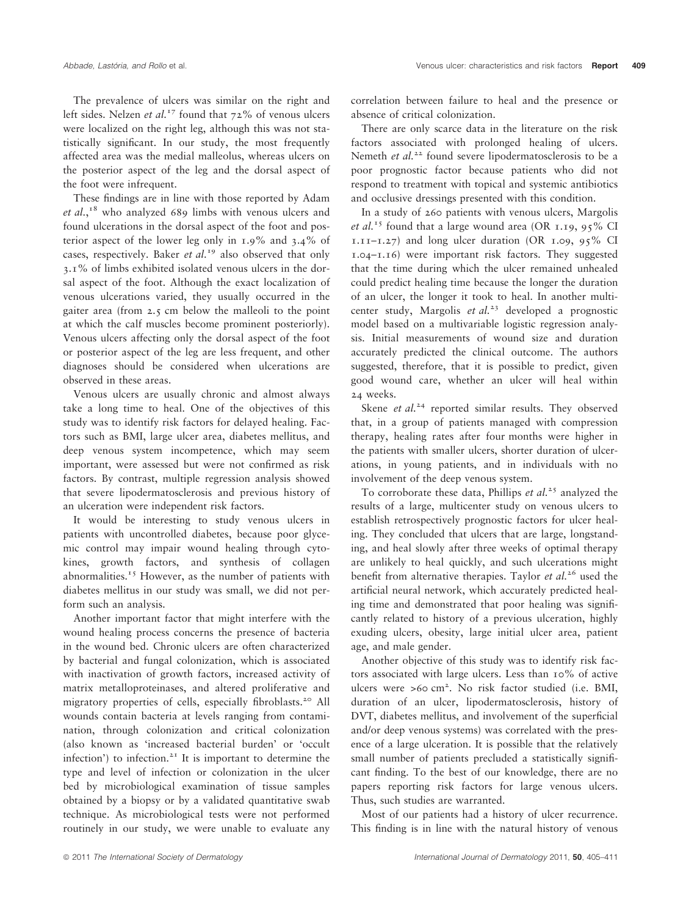The prevalence of ulcers was similar on the right and left sides. Nelzen *et al.*[17] found that 72% of venous ulcers were localized on the right leg, although this was not statistically significant. In our study, the most frequently affected area was the medial malleolus, whereas ulcers on the posterior aspect of the leg and the dorsal aspect of the foot were infrequent.

These findings are in line with those reported by Adam *et al.*,[18] who analyzed 689 limbs with venous ulcers and found ulcerations in the dorsal aspect of the foot and posterior aspect of the lower leg only in 1.9% and 3.4% of cases, respectively. Baker *et al.*[19] also observed that only 3.1% of limbs exhibited isolated venous ulcers in the dorsal aspect of the foot. Although the exact localization of venous ulcerations varied, they usually occurred in the gaiter area (from 2.5 cm below the malleoli to the point at which the calf muscles become prominent posteriorly). Venous ulcers affecting only the dorsal aspect of the foot or posterior aspect of the leg are less frequent, and other diagnoses should be considered when ulcerations are observed in these areas.

Venous ulcers are usually chronic and almost always take a long time to heal. One of the objectives of this study was to identify risk factors for delayed healing. Factors such as BMI, large ulcer area, diabetes mellitus, and deep venous system incompetence, which may seem important, were assessed but were not confirmed as risk factors. By contrast, multiple regression analysis showed that severe lipodermatosclerosis and previous history of an ulceration were independent risk factors.

It would be interesting to study venous ulcers in patients with uncontrolled diabetes, because poor glycemic control may impair wound healing through cytokines, growth factors, and synthesis of collagen abnormalities.[15] However, as the number of patients with diabetes mellitus in our study was small, we did not perform such an analysis.

Another important factor that might interfere with the wound healing process concerns the presence of bacteria in the wound bed. Chronic ulcers are often characterized by bacterial and fungal colonization, which is associated with inactivation of growth factors, increased activity of matrix metalloproteinases, and altered proliferative and migratory properties of cells, especially fibroblasts.[20] All wounds contain bacteria at levels ranging from contamination, through colonization and critical colonization (also known as 'increased bacterial burden' or 'occult infection') to infection.[21] It is important to determine the type and level of infection or colonization in the ulcer bed by microbiological examination of tissue samples obtained by a biopsy or by a validated quantitative swab technique. As microbiological tests were not performed routinely in our study, we were unable to evaluate any correlation between failure to heal and the presence or absence of critical colonization.

There are only scarce data in the literature on the risk factors associated with prolonged healing of ulcers. Nemeth *et al.*[22] found severe lipodermatosclerosis to be a poor prognostic factor because patients who did not respond to treatment with topical and systemic antibiotics and occlusive dressings presented with this condition.

In a study of 260 patients with venous ulcers, Margolis *et al.*[15] found that a large wound area (OR 1.19, 95% CI 1.11–1.27) and long ulcer duration (OR 1.09, 95% CI 1.04–1.16) were important risk factors. They suggested that the time during which the ulcer remained unhealed could predict healing time because the longer the duration of an ulcer, the longer it took to heal. In another multicenter study, Margolis *et al.*[23] developed a prognostic model based on a multivariable logistic regression analysis. Initial measurements of wound size and duration accurately predicted the clinical outcome. The authors suggested, therefore, that it is possible to predict, given good wound care, whether an ulcer will heal within 24 weeks.

Skene *et al.*[24] reported similar results. They observed that, in a group of patients managed with compression therapy, healing rates after four months were higher in the patients with smaller ulcers, shorter duration of ulcerations, in young patients, and in individuals with no involvement of the deep venous system.

To corroborate these data, Phillips *et al.*[25] analyzed the results of a large, multicenter study on venous ulcers to establish retrospectively prognostic factors for ulcer healing. They concluded that ulcers that are large, longstanding, and heal slowly after three weeks of optimal therapy are unlikely to heal quickly, and such ulcerations might benefit from alternative therapies. Taylor *et al.*[26] used the artificial neural network, which accurately predicted healing time and demonstrated that poor healing was significantly related to history of a previous ulceration, highly exuding ulcers, obesity, large initial ulcer area, patient age, and male gender.

Another objective of this study was to identify risk factors associated with large ulcers. Less than 10% of active ulcers were >60 cm². No risk factor studied (i.e. BMI, duration of an ulcer, lipodermatosclerosis, history of DVT, diabetes mellitus, and involvement of the superficial and/or deep venous systems) was correlated with the presence of a large ulceration. It is possible that the relatively small number of patients precluded a statistically significant finding. To the best of our knowledge, there are no papers reporting risk factors for large venous ulcers. Thus, such studies are warranted.

Most of our patients had a history of ulcer recurrence. This finding is in line with the natural history of venous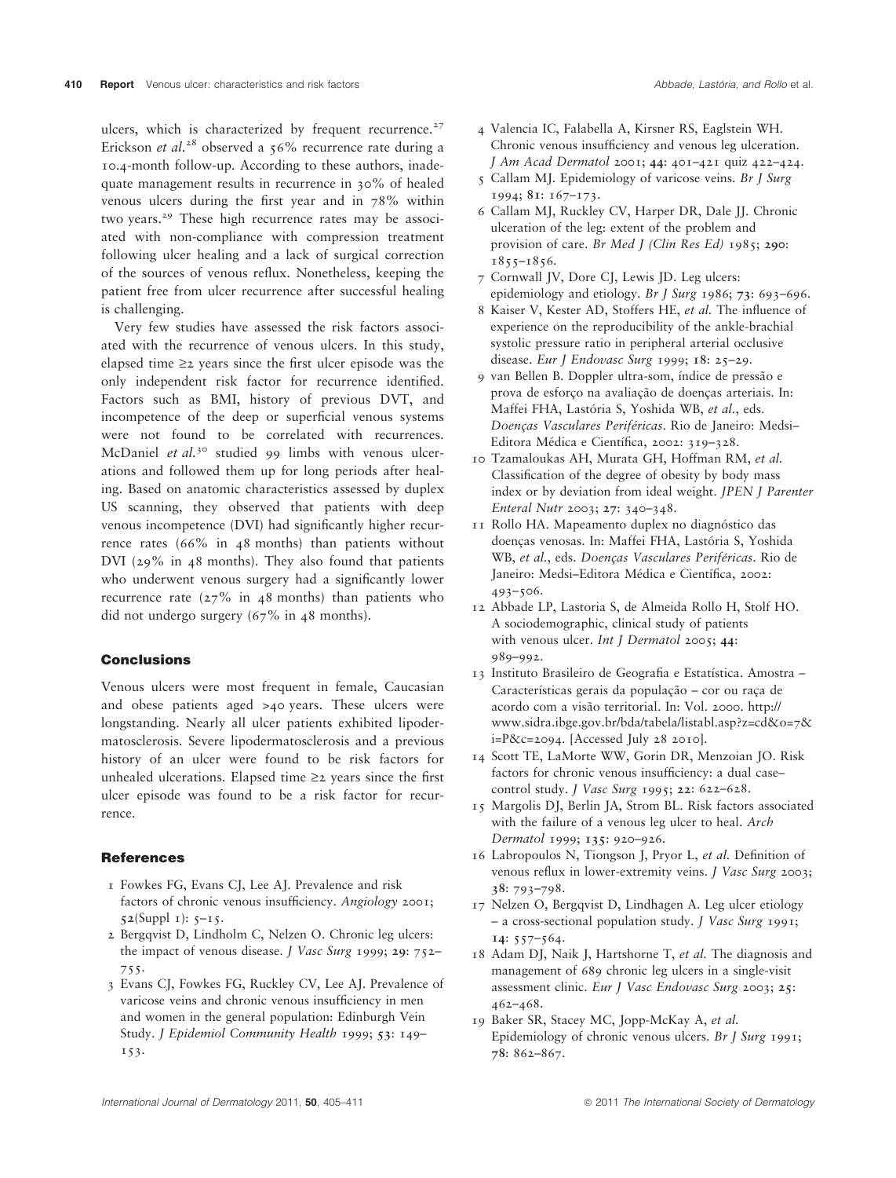ulcers, which is characterized by frequent recurrence.[27] Erickson *et al.*[28] observed a 56% recurrence rate during a 10.4-month follow-up. According to these authors, inadequate management results in recurrence in 30% of healed venous ulcers during the first year and in 78% within two years.[29] These high recurrence rates may be associated with non-compliance with compression treatment following ulcer healing and a lack of surgical correction of the sources of venous reflux. Nonetheless, keeping the patient free from ulcer recurrence after successful healing is challenging.

Very few studies have assessed the risk factors associated with the recurrence of venous ulcers. In this study, elapsed time ≥2 years since the first ulcer episode was the only independent risk factor for recurrence identified. Factors such as BMI, history of previous DVT, and incompetence of the deep or superficial venous systems were not found to be correlated with recurrences. McDaniel *et al.*[30] studied 99 limbs with venous ulcerations and followed them up for long periods after healing. Based on anatomic characteristics assessed by duplex US scanning, they observed that patients with deep venous incompetence (DVI) had significantly higher recurrence rates (66% in 48 months) than patients without DVI (29% in 48 months). They also found that patients who underwent venous surgery had a significantly lower recurrence rate (27% in 48 months) than patients who did not undergo surgery (67% in 48 months).

## Conclusions

Venous ulcers were most frequent in female, Caucasian and obese patients aged >40 years. These ulcers were longstanding. Nearly all ulcer patients exhibited lipodermatosclerosis. Severe lipodermatosclerosis and a previous history of an ulcer were found to be risk factors for unhealed ulcerations. Elapsed time ≥2 years since the first ulcer episode was found to be a risk factor for recurrence.

## References

1 Fowkes FG, Evans CJ, Lee AJ. Prevalence and risk factors of chronic venous insufficiency. *Angiology* 2001; **52**(Suppl 1): 5–15.

2 Bergqvist D, Lindholm C, Nelzen O. Chronic leg ulcers: the impact of venous disease. *J Vasc Surg* 1999; **29**: 752–755.

3 Evans CJ, Fowkes FG, Ruckley CV, Lee AJ. Prevalence of varicose veins and chronic venous insufficiency in men and women in the general population: Edinburgh Vein Study. *J Epidemiol Community Health* 1999; **53**: 149–153.

4 Valencia IC, Falabella A, Kirsner RS, Eaglstein WH. Chronic venous insufficiency and venous leg ulceration. *J Am Acad Dermatol* 2001; **44**: 401–421 quiz 422–424.

5 Callam MJ. Epidemiology of varicose veins. *Br J Surg* 1994; **81**: 167–173.

6 Callam MJ, Ruckley CV, Harper DR, Dale JJ. Chronic ulceration of the leg: extent of the problem and provision of care. *Br Med J (Clin Res Ed)* 1985; **290**: 1855–1856.

7 Cornwall JV, Dore CJ, Lewis JD. Leg ulcers: epidemiology and etiology. *Br J Surg* 1986; **73**: 693–696.

8 Kaiser V, Kester AD, Stoffers HE, *et al.* The influence of experience on the reproducibility of the ankle-brachial systolic pressure ratio in peripheral arterial occlusive disease. *Eur J Endovasc Surg* 1999; **18**: 25–29.

9 van Bellen B. Doppler ultra-som, índice de pressão e prova de esforço na avaliação de doenças arteriais. In: Maffei FHA, Lastória S, Yoshida WB, *et al.*, eds. *Doenças Vasculares Periféricas*. Rio de Janeiro: Medsi–Editora Médica e Científica, 2002: 319–328.

10 Tzamaloukas AH, Murata GH, Hoffman RM, *et al.* Classification of the degree of obesity by body mass index or by deviation from ideal weight. *JPEN J Parenter Enteral Nutr* 2003; **27**: 340–348.

11 Rollo HA. Mapeamento duplex no diagnóstico das doenças venosas. In: Maffei FHA, Lastória S, Yoshida WB, *et al.*, eds. *Doenças Vasculares Periféricas*. Rio de Janeiro: Medsi–Editora Médica e Científica, 2002: 493–506.

12 Abbade LP, Lastoria S, de Almeida Rollo H, Stolf HO. A sociodemographic, clinical study of patients with venous ulcer. *Int J Dermatol* 2005; **44**: 989–992.

13 Instituto Brasileiro de Geografia e Estatística. Amostra – Características gerais da população – cor ou raça de acordo com a visão territorial. In: Vol. 2000. http://www.sidra.ibge.gov.br/bda/tabela/listabl.asp?z=cd&o=7&i=P&c=2094. [Accessed July 28 2010].

14 Scott TE, LaMorte WW, Gorin DR, Menzoian JO. Risk factors for chronic venous insufficiency: a dual case–control study. *J Vasc Surg* 1995; **22**: 622–628.

15 Margolis DJ, Berlin JA, Strom BL. Risk factors associated with the failure of a venous leg ulcer to heal. *Arch Dermatol* 1999; **135**: 920–926.

16 Labropoulos N, Tiongson J, Pryor L, *et al.* Definition of venous reflux in lower-extremity veins. *J Vasc Surg* 2003; **38**: 793–798.

17 Nelzen O, Bergqvist D, Lindhagen A. Leg ulcer etiology – a cross-sectional population study. *J Vasc Surg* 1991; **14**: 557–564.

18 Adam DJ, Naik J, Hartshorne T, *et al.* The diagnosis and management of 689 chronic leg ulcers in a single-visit assessment clinic. *Eur J Vasc Endovasc Surg* 2003; **25**: 462–468.

19 Baker SR, Stacey MC, Jopp-McKay A, *et al.* Epidemiology of chronic venous ulcers. *Br J Surg* 1991; **78**: 862–867.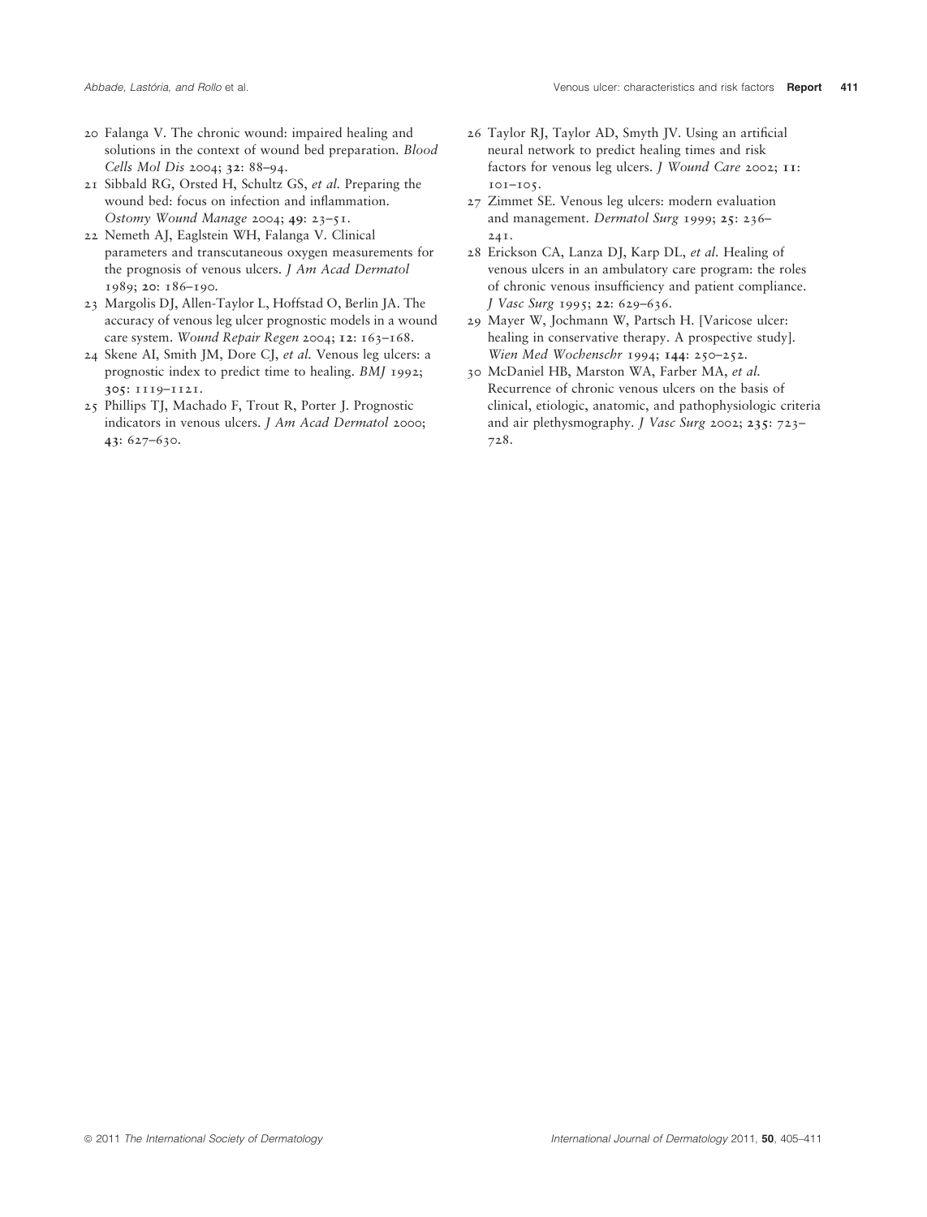20 Falanga V. The chronic wound: impaired healing and solutions in the context of wound bed preparation. *Blood Cells Mol Dis* 2004; **32**: 88–94.

21 Sibbald RG, Orsted H, Schultz GS, *et al.* Preparing the wound bed: focus on infection and inflammation. *Ostomy Wound Manage* 2004; **49**: 23–51.

22 Nemeth AJ, Eaglstein WH, Falanga V. Clinical parameters and transcutaneous oxygen measurements for the prognosis of venous ulcers. *J Am Acad Dermatol* 1989; **20**: 186–190.

23 Margolis DJ, Allen-Taylor L, Hoffstad O, Berlin JA. The accuracy of venous leg ulcer prognostic models in a wound care system. *Wound Repair Regen* 2004; **12**: 163–168.

24 Skene AI, Smith JM, Dore CJ, *et al.* Venous leg ulcers: a prognostic index to predict time to healing. *BMJ* 1992; **305**: 1119–1121.

25 Phillips TJ, Machado F, Trout R, Porter J. Prognostic indicators in venous ulcers. *J Am Acad Dermatol* 2000; **43**: 627–630.

26 Taylor RJ, Taylor AD, Smyth JV. Using an artificial neural network to predict healing times and risk factors for venous leg ulcers. *J Wound Care* 2002; **11**: 101–105.

27 Zimmet SE. Venous leg ulcers: modern evaluation and management. *Dermatol Surg* 1999; **25**: 236–241.

28 Erickson CA, Lanza DJ, Karp DL, *et al.* Healing of venous ulcers in an ambulatory care program: the roles of chronic venous insufficiency and patient compliance. *J Vasc Surg* 1995; **22**: 629–636.

29 Mayer W, Jochmann W, Partsch H. [Varicose ulcer: healing in conservative therapy. A prospective study]. *Wien Med Wochenschr* 1994; **144**: 250–252.

30 McDaniel HB, Marston WA, Farber MA, *et al.* Recurrence of chronic venous ulcers on the basis of clinical, etiologic, anatomic, and pathophysiologic criteria and air plethysmography. *J Vasc Surg* 2002; **235**: 723–728.